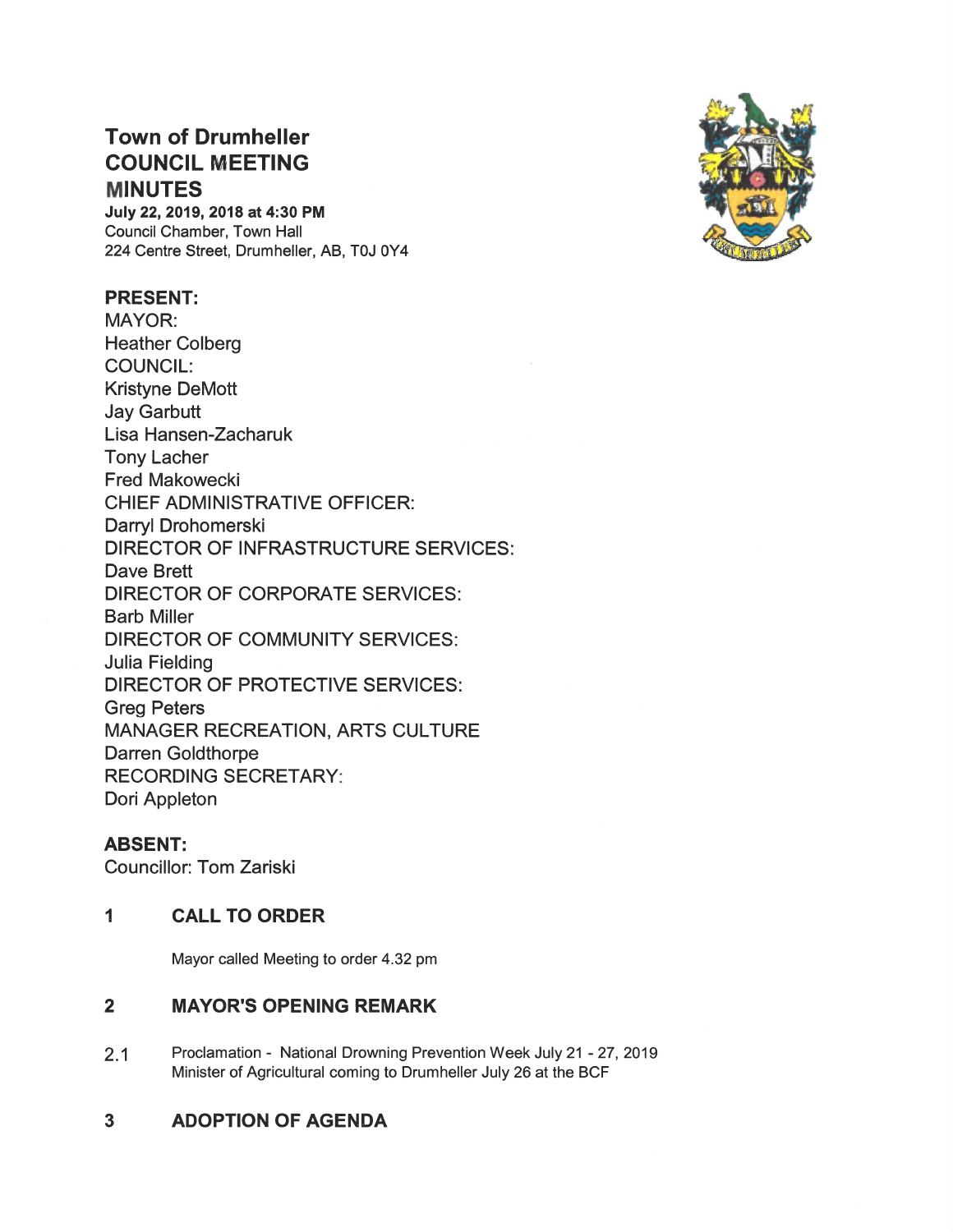# Town of Drumheller
# COUNCIL MEETING
# MINUTES

**July 22, 2019, 2018 at 4:30 PM**
Council Chamber, Town Hall
224 Centre Street, Drumheller, AB, T0J 0Y4

## PRESENT:

MAYOR:
Heather Colberg
COUNCIL:
Kristyne DeMott
Jay Garbutt
Lisa Hansen-Zacharuk
Tony Lacher
Fred Makowecki
CHIEF ADMINISTRATIVE OFFICER:
Darryl Drohomerski
DIRECTOR OF INFRASTRUCTURE SERVICES:
Dave Brett
DIRECTOR OF CORPORATE SERVICES:
Barb Miller
DIRECTOR OF COMMUNITY SERVICES:
Julia Fielding
DIRECTOR OF PROTECTIVE SERVICES:
Greg Peters
MANAGER RECREATION, ARTS CULTURE
Darren Goldthorpe
RECORDING SECRETARY:
Dori Appleton

## ABSENT:

Councillor: Tom Zariski

## 1 CALL TO ORDER

Mayor called Meeting to order 4.32 pm

## 2 MAYOR'S OPENING REMARK

2.1 Proclamation - National Drowning Prevention Week July 21 - 27, 2019
Minister of Agricultural coming to Drumheller July 26 at the BCF

## 3 ADOPTION OF AGENDA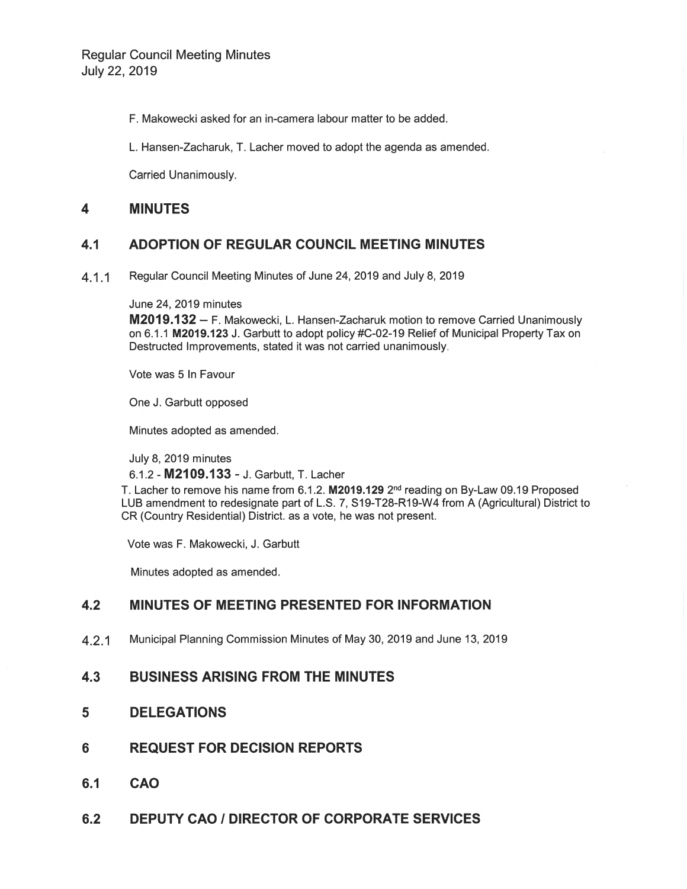F. Makowecki asked for an in-camera labour matter to be added.

L. Hansen-Zacharuk, T. Lacher moved to adopt the agenda as amended.

Carried Unanimously.

## 4 MINUTES

### 4.1 ADOPTION OF REGULAR COUNCIL MEETING MINUTES

4.1.1 Regular Council Meeting Minutes of June 24, 2019 and July 8, 2019

June 24, 2019 minutes

**M2019.132** – F. Makowecki, L. Hansen-Zacharuk motion to remove Carried Unanimously on 6.1.1 **M2019.123** J. Garbutt to adopt policy #C-02-19 Relief of Municipal Property Tax on Destructed Improvements, stated it was not carried unanimously.

Vote was 5 In Favour

One J. Garbutt opposed

Minutes adopted as amended.

July 8, 2019 minutes

6.1.2 - **M2109.133** - J. Garbutt, T. Lacher

T. Lacher to remove his name from 6.1.2. **M2019.129** 2nd reading on By-Law 09.19 Proposed LUB amendment to redesignate part of L.S. 7, S19-T28-R19-W4 from A (Agricultural) District to CR (Country Residential) District. as a vote, he was not present.

Vote was F. Makowecki, J. Garbutt

Minutes adopted as amended.

### 4.2 MINUTES OF MEETING PRESENTED FOR INFORMATION

4.2.1 Municipal Planning Commission Minutes of May 30, 2019 and June 13, 2019

### 4.3 BUSINESS ARISING FROM THE MINUTES

## 5 DELEGATIONS

## 6 REQUEST FOR DECISION REPORTS

### 6.1 CAO

### 6.2 DEPUTY CAO / DIRECTOR OF CORPORATE SERVICES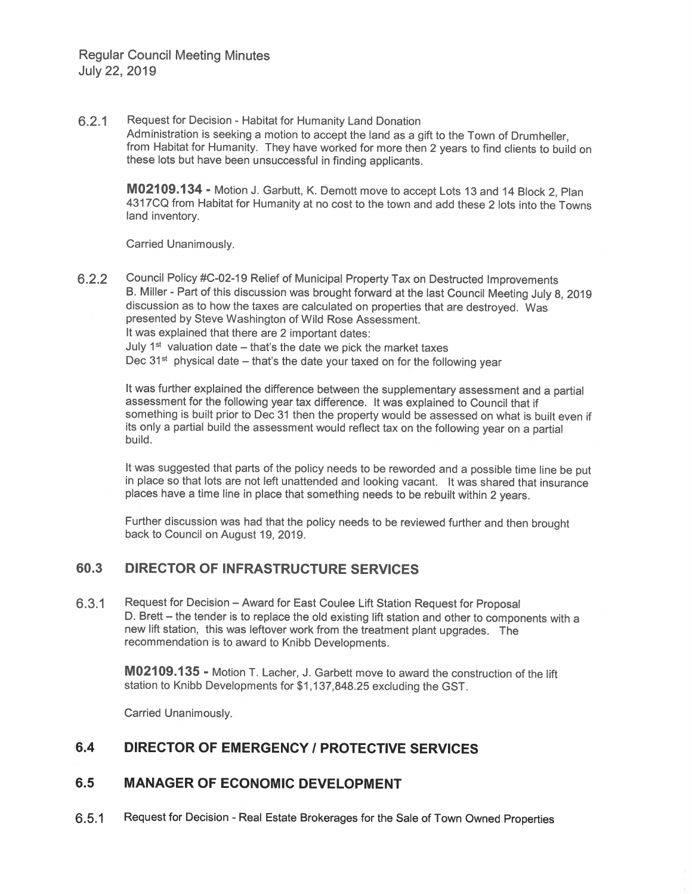6.2.1 Request for Decision - Habitat for Humanity Land Donation
Administration is seeking a motion to accept the land as a gift to the Town of Drumheller, from Habitat for Humanity. They have worked for more then 2 years to find clients to build on these lots but have been unsuccessful in finding applicants.

> **M02109.134 -** Motion J. Garbutt, K. Demott move to accept Lots 13 and 14 Block 2, Plan 4317CQ from Habitat for Humanity at no cost to the town and add these 2 lots into the Towns land inventory.
>
> Carried Unanimously.

6.2.2 Council Policy #C-02-19 Relief of Municipal Property Tax on Destructed Improvements
B. Miller - Part of this discussion was brought forward at the last Council Meeting July 8, 2019 discussion as to how the taxes are calculated on properties that are destroyed. Was presented by Steve Washington of Wild Rose Assessment.
It was explained that there are 2 important dates:
July 1st valuation date – that's the date we pick the market taxes
Dec 31st physical date – that's the date your taxed on for the following year

It was further explained the difference between the supplementary assessment and a partial assessment for the following year tax difference. It was explained to Council that if something is built prior to Dec 31 then the property would be assessed on what is built even if its only a partial build the assessment would reflect tax on the following year on a partial build.

It was suggested that parts of the policy needs to be reworded and a possible time line be put in place so that lots are not left unattended and looking vacant. It was shared that insurance places have a time line in place that something needs to be rebuilt within 2 years.

Further discussion was had that the policy needs to be reviewed further and then brought back to Council on August 19, 2019.

## 60.3 DIRECTOR OF INFRASTRUCTURE SERVICES

6.3.1 Request for Decision – Award for East Coulee Lift Station Request for Proposal
D. Brett – the tender is to replace the old existing lift station and other to components with a new lift station, this was leftover work from the treatment plant upgrades. The recommendation is to award to Knibb Developments.

> **M02109.135 -** Motion T. Lacher, J. Garbett move to award the construction of the lift station to Knibb Developments for $1,137,848.25 excluding the GST.
>
> Carried Unanimously.

## 6.4 DIRECTOR OF EMERGENCY / PROTECTIVE SERVICES

## 6.5 MANAGER OF ECONOMIC DEVELOPMENT

6.5.1 Request for Decision - Real Estate Brokerages for the Sale of Town Owned Properties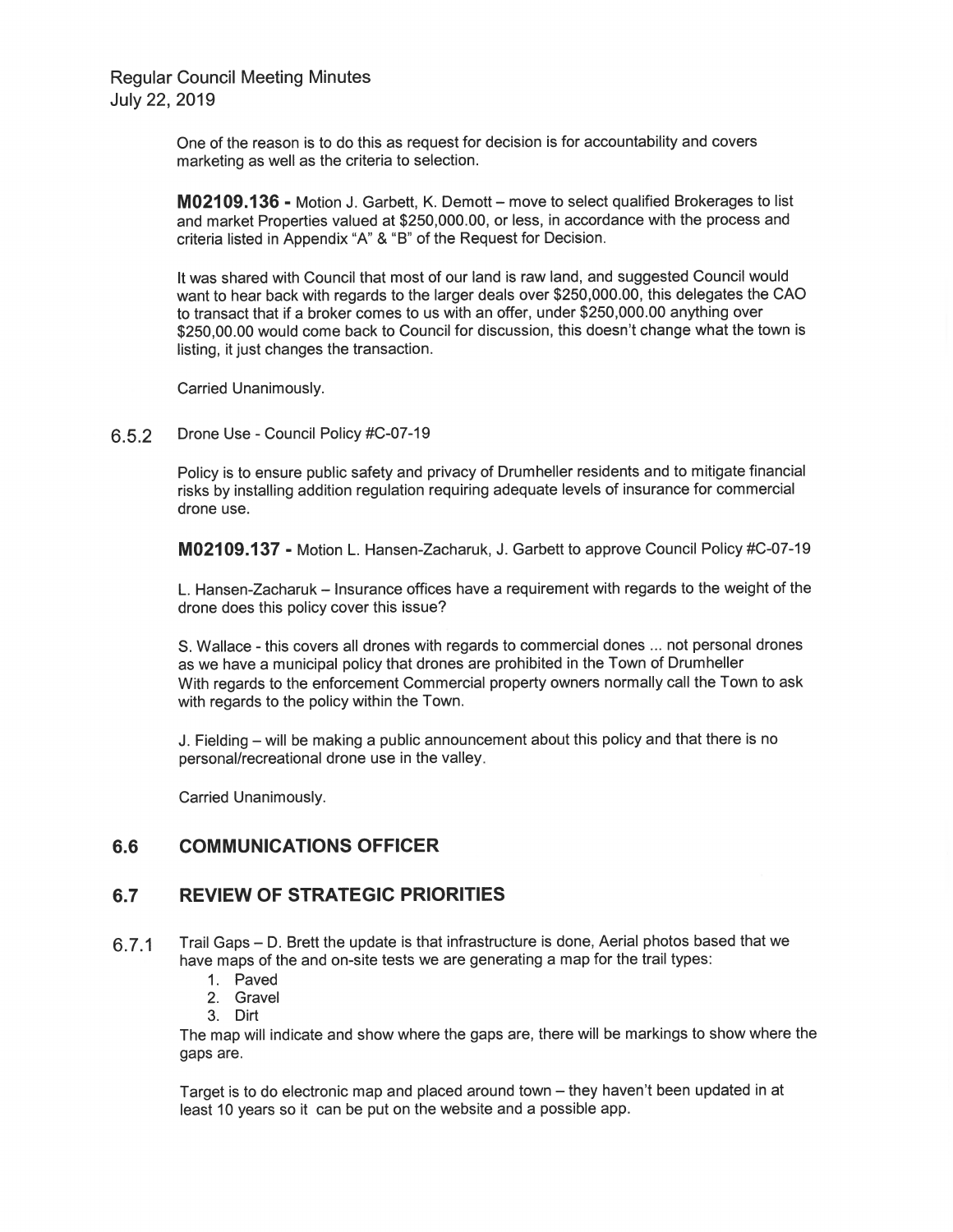One of the reason is to do this as request for decision is for accountability and covers marketing as well as the criteria to selection.

**M02109.136 -** Motion J. Garbett, K. Demott – move to select qualified Brokerages to list and market Properties valued at $250,000.00, or less, in accordance with the process and criteria listed in Appendix "A" & "B" of the Request for Decision.

It was shared with Council that most of our land is raw land, and suggested Council would want to hear back with regards to the larger deals over $250,000.00, this delegates the CAO to transact that if a broker comes to us with an offer, under $250,000.00 anything over $250,00.00 would come back to Council for discussion, this doesn't change what the town is listing, it just changes the transaction.

Carried Unanimously.

6.5.2 Drone Use - Council Policy #C-07-19

Policy is to ensure public safety and privacy of Drumheller residents and to mitigate financial risks by installing addition regulation requiring adequate levels of insurance for commercial drone use.

**M02109.137 -** Motion L. Hansen-Zacharuk, J. Garbett to approve Council Policy #C-07-19

L. Hansen-Zacharuk – Insurance offices have a requirement with regards to the weight of the drone does this policy cover this issue?

S. Wallace - this covers all drones with regards to commercial dones ... not personal drones as we have a municipal policy that drones are prohibited in the Town of Drumheller
With regards to the enforcement Commercial property owners normally call the Town to ask with regards to the policy within the Town.

J. Fielding – will be making a public announcement about this policy and that there is no personal/recreational drone use in the valley.

Carried Unanimously.

## 6.6 COMMUNICATIONS OFFICER

## 6.7 REVIEW OF STRATEGIC PRIORITIES

6.7.1 Trail Gaps – D. Brett the update is that infrastructure is done, Aerial photos based that we have maps of the and on-site tests we are generating a map for the trail types:

1. Paved
2. Gravel
3. Dirt

The map will indicate and show where the gaps are, there will be markings to show where the gaps are.

Target is to do electronic map and placed around town – they haven't been updated in at least 10 years so it can be put on the website and a possible app.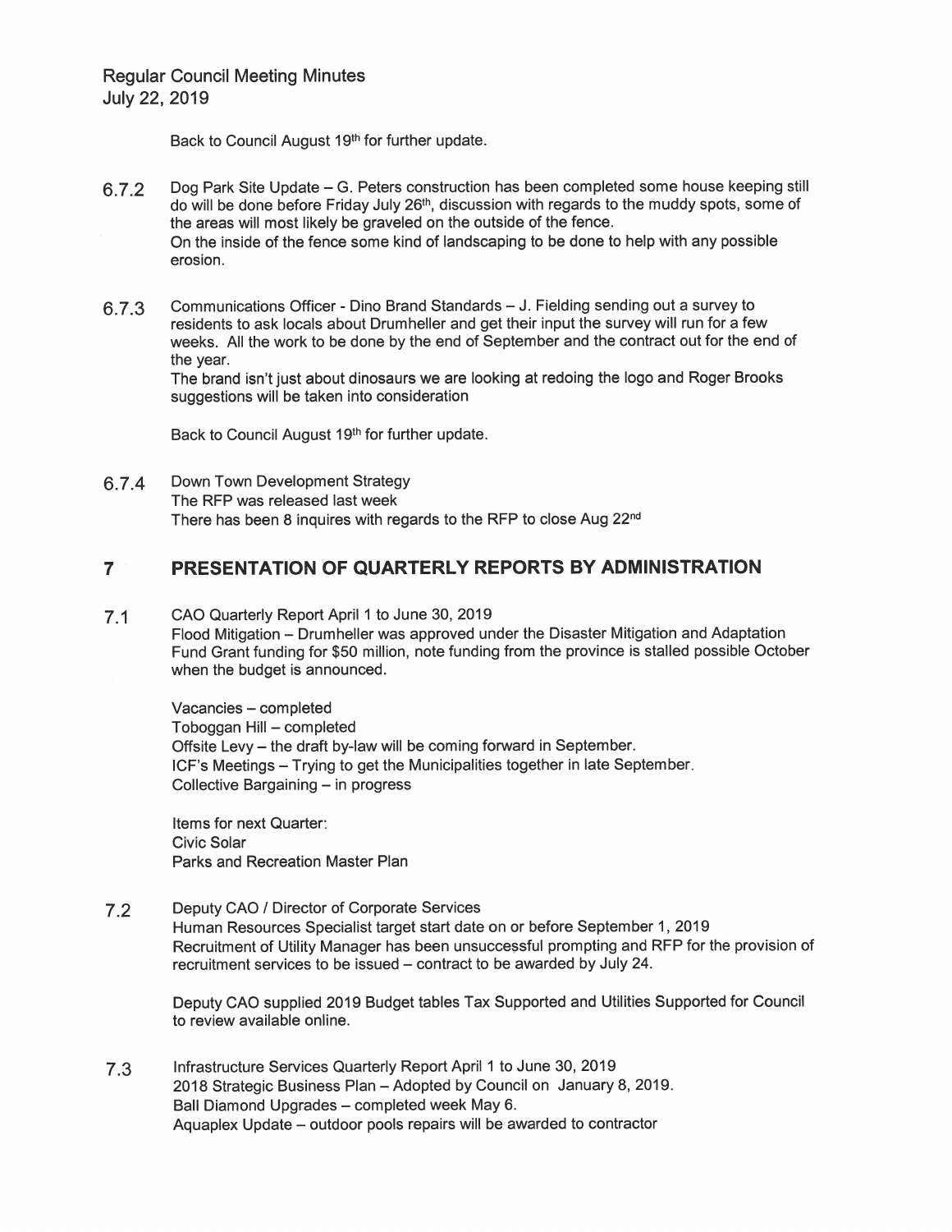Back to Council August 19th for further update.

6.7.2 Dog Park Site Update – G. Peters construction has been completed some house keeping still do will be done before Friday July 26th, discussion with regards to the muddy spots, some of the areas will most likely be graveled on the outside of the fence.
On the inside of the fence some kind of landscaping to be done to help with any possible erosion.

6.7.3 Communications Officer - Dino Brand Standards – J. Fielding sending out a survey to residents to ask locals about Drumheller and get their input the survey will run for a few weeks. All the work to be done by the end of September and the contract out for the end of the year.
The brand isn't just about dinosaurs we are looking at redoing the logo and Roger Brooks suggestions will be taken into consideration

Back to Council August 19th for further update.

6.7.4 Down Town Development Strategy
The RFP was released last week
There has been 8 inquires with regards to the RFP to close Aug 22nd

## 7 PRESENTATION OF QUARTERLY REPORTS BY ADMINISTRATION

7.1 CAO Quarterly Report April 1 to June 30, 2019
Flood Mitigation – Drumheller was approved under the Disaster Mitigation and Adaptation Fund Grant funding for $50 million, note funding from the province is stalled possible October when the budget is announced.

Vacancies – completed
Toboggan Hill – completed
Offsite Levy – the draft by-law will be coming forward in September.
ICF's Meetings – Trying to get the Municipalities together in late September.
Collective Bargaining – in progress

Items for next Quarter:
Civic Solar
Parks and Recreation Master Plan

7.2 Deputy CAO / Director of Corporate Services
Human Resources Specialist target start date on or before September 1, 2019
Recruitment of Utility Manager has been unsuccessful prompting and RFP for the provision of recruitment services to be issued – contract to be awarded by July 24.

Deputy CAO supplied 2019 Budget tables Tax Supported and Utilities Supported for Council to review available online.

7.3 Infrastructure Services Quarterly Report April 1 to June 30, 2019
2018 Strategic Business Plan – Adopted by Council on January 8, 2019.
Ball Diamond Upgrades – completed week May 6.
Aquaplex Update – outdoor pools repairs will be awarded to contractor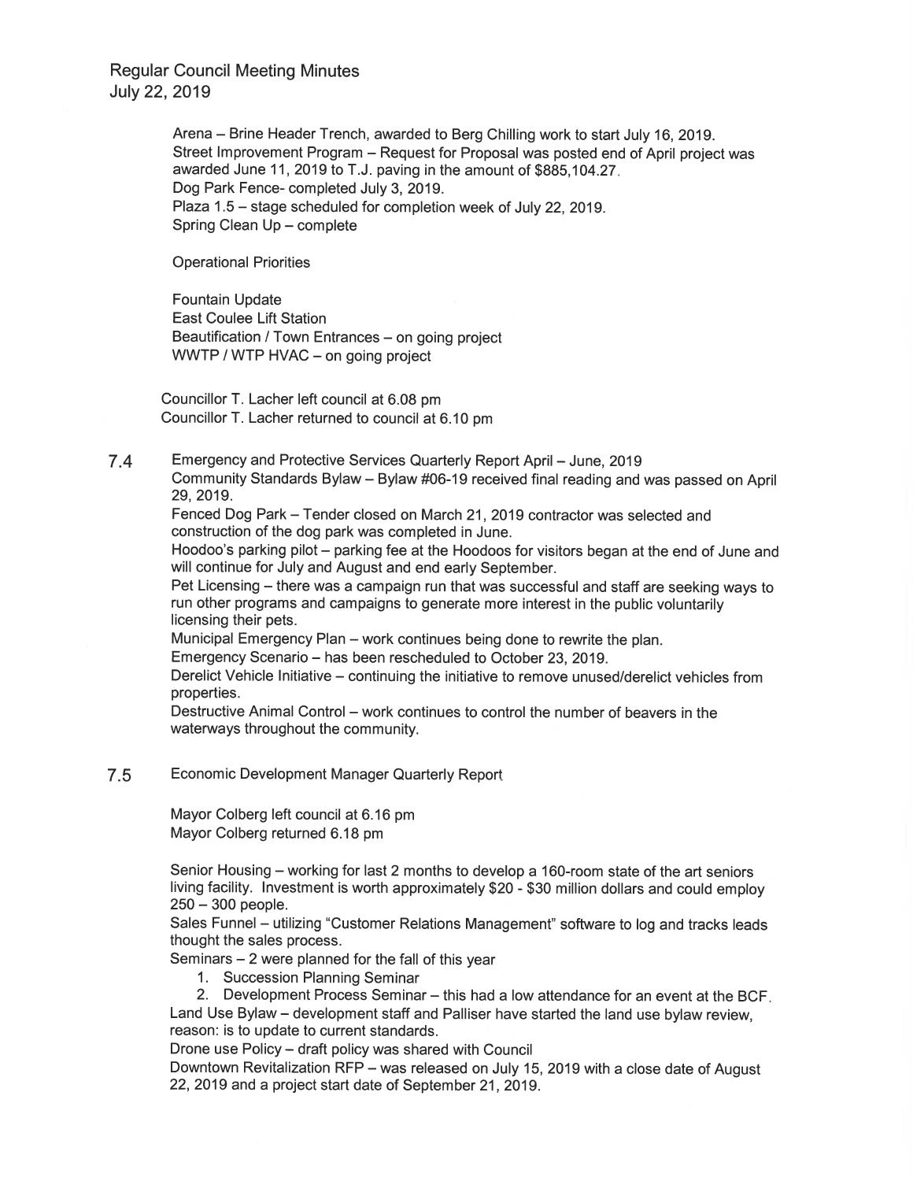Arena – Brine Header Trench, awarded to Berg Chilling work to start July 16, 2019.
Street Improvement Program – Request for Proposal was posted end of April project was awarded June 11, 2019 to T.J. paving in the amount of $885,104.27.
Dog Park Fence- completed July 3, 2019.
Plaza 1.5 – stage scheduled for completion week of July 22, 2019.
Spring Clean Up – complete

Operational Priorities

Fountain Update
East Coulee Lift Station
Beautification / Town Entrances – on going project
WWTP / WTP HVAC – on going project

Councillor T. Lacher left council at 6.08 pm
Councillor T. Lacher returned to council at 6.10 pm

7.4 Emergency and Protective Services Quarterly Report April – June, 2019

Community Standards Bylaw – Bylaw #06-19 received final reading and was passed on April 29, 2019.
Fenced Dog Park – Tender closed on March 21, 2019 contractor was selected and construction of the dog park was completed in June.
Hoodoo's parking pilot – parking fee at the Hoodoos for visitors began at the end of June and will continue for July and August and end early September.
Pet Licensing – there was a campaign run that was successful and staff are seeking ways to run other programs and campaigns to generate more interest in the public voluntarily licensing their pets.
Municipal Emergency Plan – work continues being done to rewrite the plan.
Emergency Scenario – has been rescheduled to October 23, 2019.
Derelict Vehicle Initiative – continuing the initiative to remove unused/derelict vehicles from properties.
Destructive Animal Control – work continues to control the number of beavers in the waterways throughout the community.

7.5 Economic Development Manager Quarterly Report

Mayor Colberg left council at 6.16 pm
Mayor Colberg returned 6.18 pm

Senior Housing – working for last 2 months to develop a 160-room state of the art seniors living facility. Investment is worth approximately $20 - $30 million dollars and could employ 250 – 300 people.
Sales Funnel – utilizing "Customer Relations Management" software to log and tracks leads thought the sales process.
Seminars – 2 were planned for the fall of this year

1. Succession Planning Seminar
2. Development Process Seminar – this had a low attendance for an event at the BCF.

Land Use Bylaw – development staff and Palliser have started the land use bylaw review, reason: is to update to current standards.
Drone use Policy – draft policy was shared with Council
Downtown Revitalization RFP – was released on July 15, 2019 with a close date of August 22, 2019 and a project start date of September 21, 2019.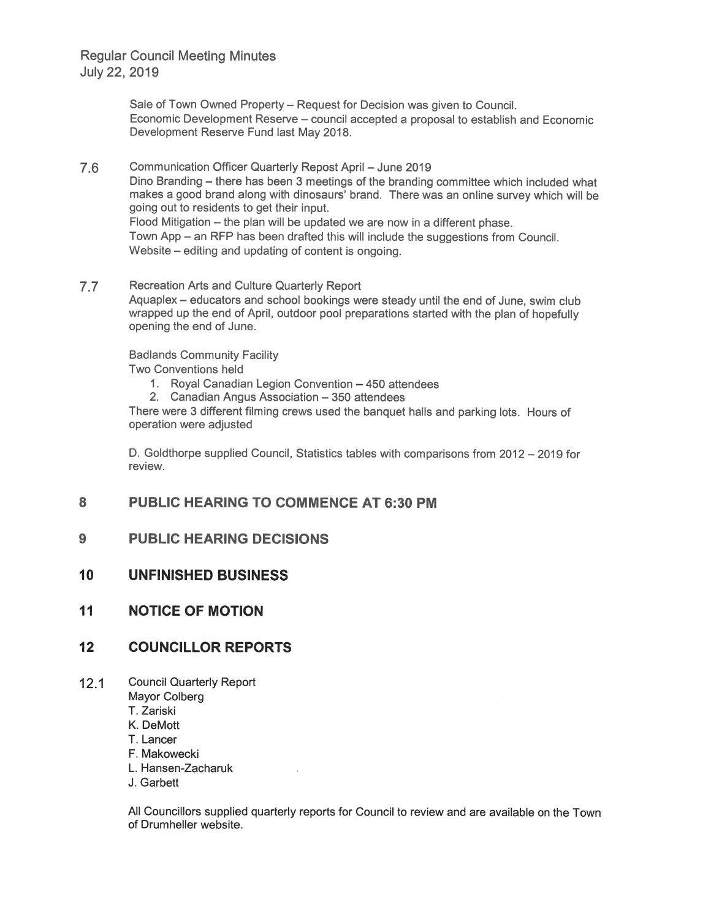Sale of Town Owned Property – Request for Decision was given to Council.
Economic Development Reserve – council accepted a proposal to establish and Economic Development Reserve Fund last May 2018.

7.6 Communication Officer Quarterly Repost April – June 2019

Dino Branding – there has been 3 meetings of the branding committee which included what makes a good brand along with dinosaurs' brand. There was an online survey which will be going out to residents to get their input.
Flood Mitigation – the plan will be updated we are now in a different phase.
Town App – an RFP has been drafted this will include the suggestions from Council.
Website – editing and updating of content is ongoing.

7.7 Recreation Arts and Culture Quarterly Report

Aquaplex – educators and school bookings were steady until the end of June, swim club wrapped up the end of April, outdoor pool preparations started with the plan of hopefully opening the end of June.

Badlands Community Facility
Two Conventions held

1. Royal Canadian Legion Convention – 450 attendees
2. Canadian Angus Association – 350 attendees

There were 3 different filming crews used the banquet halls and parking lots. Hours of operation were adjusted

D. Goldthorpe supplied Council, Statistics tables with comparisons from 2012 – 2019 for review.

## 8 PUBLIC HEARING TO COMMENCE AT 6:30 PM

## 9 PUBLIC HEARING DECISIONS

## 10 UNFINISHED BUSINESS

## 11 NOTICE OF MOTION

## 12 COUNCILLOR REPORTS

12.1 Council Quarterly Report

Mayor Colberg
T. Zariski
K. DeMott
T. Lancer
F. Makowecki
L. Hansen-Zacharuk
J. Garbett

All Councillors supplied quarterly reports for Council to review and are available on the Town of Drumheller website.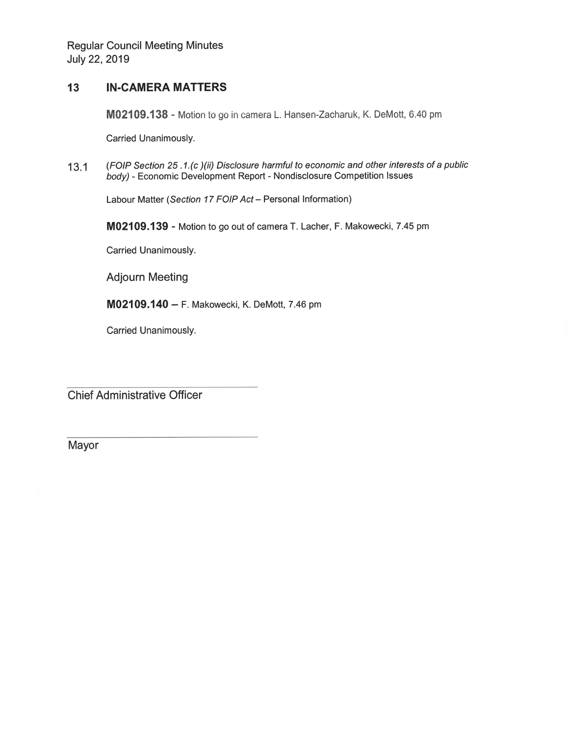## 13 IN-CAMERA MATTERS

**M02109.138** - Motion to go in camera L. Hansen-Zacharuk, K. DeMott, 6.40 pm

Carried Unanimously.

13.1 *(FOIP Section 25 .1.(c )(ii) Disclosure harmful to economic and other interests of a public body)* - Economic Development Report - Nondisclosure Competition Issues

Labour Matter (*Section 17 FOIP Act* – Personal Information)

**M02109.139** - Motion to go out of camera T. Lacher, F. Makowecki, 7.45 pm

Carried Unanimously.

Adjourn Meeting

**M02109.140** – F. Makowecki, K. DeMott, 7.46 pm

Carried Unanimously.

\_\_\_\_\_\_\_\_\_\_\_\_\_\_\_\_\_\_\_\_\_\_\_\_\_\_\_\_\_\_\_\_\_\_

Chief Administrative Officer

\_\_\_\_\_\_\_\_\_\_\_\_\_\_\_\_\_\_\_\_\_\_\_\_\_\_\_\_\_\_\_\_\_\_

Mayor